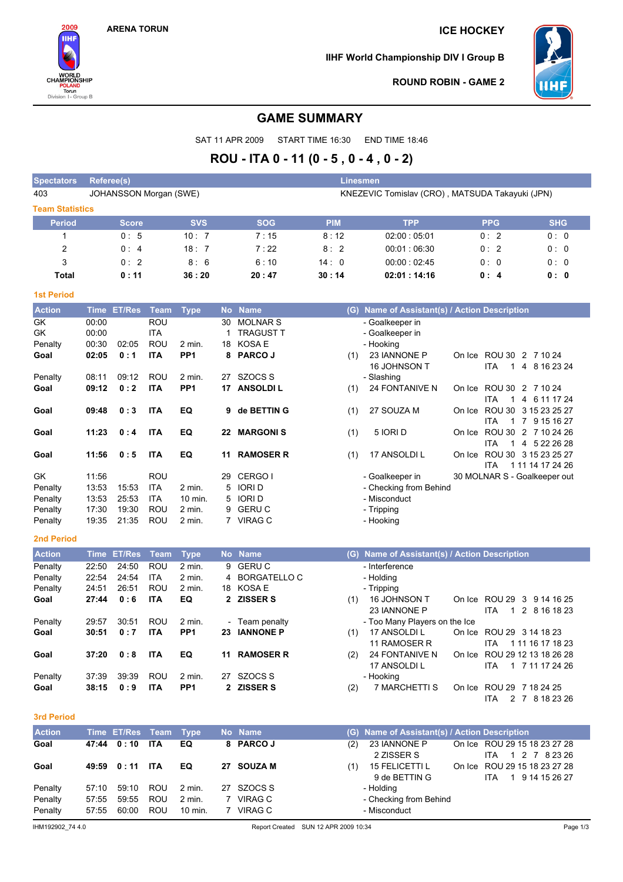ARENA TORUN

ICE HOCKEY

IIHF World Championship DIV I Group B

ROUND ROBIN - GAME 2

# GAME SUMMARY

SAT 11 APR 2009 START TIME 16:30 END TIME 18:46

## ROU - ITA 0 - 11 (0 - 5 , 0 - 4 , 0 - 2)

| Spectators | Referee(s) | Linesmen |
|---|---|---|
| 403 | JOHANSSON Morgan (SWE) | KNEZEVIC Tomislav (CRO) , MATSUDA Takayuki (JPN) |

### Team Statistics

| Period | Score | SVS | SOG | PIM | TPP | PPG | SHG |
|---|---|---|---|---|---|---|---|
| 1 | 0 : 5 | 10 : 7 | 7 : 15 | 8 : 12 | 02:00 : 05:01 | 0 : 2 | 0 : 0 |
| 2 | 0 : 4 | 18 : 7 | 7 : 22 | 8 : 2 | 00:01 : 06:30 | 0 : 2 | 0 : 0 |
| 3 | 0 : 2 | 8 : 6 | 6 : 10 | 14 : 0 | 00:00 : 02:45 | 0 : 0 | 0 : 0 |
| **Total** | **0 : 11** | **36 : 20** | **20 : 47** | **30 : 14** | **02:01 : 14:16** | **0 : 4** | **0 : 0** |

### 1st Period

| Action | Time | ET/Res | Team | Type | No | Name | (G) | Name of Assistant(s) / Action Description | |
|---|---|---|---|---|---|---|---|---|---|
| GK | 00:00 | | ROU | | 30 | MOLNAR S | | - Goalkeeper in | |
| GK | 00:00 | | ITA | | 1 | TRAGUST T | | - Goalkeeper in | |
| Penalty | 00:30 | 02:05 | ROU | 2 min. | 18 | KOSA E | | - Hooking | |
| **Goal** | **02:05** | **0 : 1** | **ITA** | **PP1** | **8** | **PARCO J** | (1) | 23 IANNONE P<br>16 JOHNSON T | On Ice ROU 30 2 7 10 24<br>ITA 1 4 8 16 23 24 |
| Penalty | 08:11 | 09:12 | ROU | 2 min. | 27 | SZOCS S | | - Slashing | |
| **Goal** | **09:12** | **0 : 2** | **ITA** | **PP1** | **17** | **ANSOLDI L** | (1) | 24 FONTANIVE N | On Ice ROU 30 2 7 10 24<br>ITA 1 4 6 11 17 24 |
| **Goal** | **09:48** | **0 : 3** | **ITA** | **EQ** | **9** | **de BETTIN G** | (1) | 27 SOUZA M | On Ice ROU 30 3 15 23 25 27<br>ITA 1 7 9 15 16 27 |
| **Goal** | **11:23** | **0 : 4** | **ITA** | **EQ** | **22** | **MARGONI S** | (1) | 5 IORI D | On Ice ROU 30 2 7 10 24 26<br>ITA 1 4 5 22 26 28 |
| **Goal** | **11:56** | **0 : 5** | **ITA** | **EQ** | **11** | **RAMOSER R** | (1) | 17 ANSOLDI L | On Ice ROU 30 3 15 23 25 27<br>ITA 1 11 14 17 24 26 |
| GK | 11:56 | | ROU | | 29 | CERGO I | | - Goalkeeper in | 30 MOLNAR S - Goalkeeper out |
| Penalty | 13:53 | 15:53 | ITA | 2 min. | 5 | IORI D | | - Checking from Behind | |
| Penalty | 13:53 | 25:53 | ITA | 10 min. | 5 | IORI D | | - Misconduct | |
| Penalty | 17:30 | 19:30 | ROU | 2 min. | 9 | GERU C | | - Tripping | |
| Penalty | 19:35 | 21:35 | ROU | 2 min. | 7 | VIRAG C | | - Hooking | |

### 2nd Period

| Action | Time | ET/Res | Team | Type | No | Name | (G) | Name of Assistant(s) / Action Description | |
|---|---|---|---|---|---|---|---|---|---|
| Penalty | 22:50 | 24:50 | ROU | 2 min. | 9 | GERU C | | - Interference | |
| Penalty | 22:54 | 24:54 | ITA | 2 min. | 4 | BORGATELLO C | | - Holding | |
| Penalty | 24:51 | 26:51 | ROU | 2 min. | 18 | KOSA E | | - Tripping | |
| **Goal** | **27:44** | **0 : 6** | **ITA** | **EQ** | **2** | **ZISSER S** | (1) | 16 JOHNSON T<br>23 IANNONE P | On Ice ROU 29 3 9 14 16 25<br>ITA 1 2 8 16 18 23 |
| Penalty | 29:57 | 30:51 | ROU | 2 min. | - | Team penalty | | - Too Many Players on the Ice | |
| **Goal** | **30:51** | **0 : 7** | **ITA** | **PP1** | **23** | **IANNONE P** | (1) | 17 ANSOLDI L<br>11 RAMOSER R | On Ice ROU 29 3 14 18 23<br>ITA 1 11 16 17 18 23 |
| **Goal** | **37:20** | **0 : 8** | **ITA** | **EQ** | **11** | **RAMOSER R** | (2) | 24 FONTANIVE N<br>17 ANSOLDI L | On Ice ROU 29 12 13 18 26 28<br>ITA 1 7 11 17 24 26 |
| Penalty | 37:39 | 39:39 | ROU | 2 min. | 27 | SZOCS S | | - Hooking | |
| **Goal** | **38:15** | **0 : 9** | **ITA** | **PP1** | **2** | **ZISSER S** | (2) | 7 MARCHETTI S | On Ice ROU 29 7 18 24 25<br>ITA 2 7 8 18 23 26 |

### 3rd Period

| Action | Time | ET/Res | Team | Type | No | Name | (G) | Name of Assistant(s) / Action Description | |
|---|---|---|---|---|---|---|---|---|---|
| **Goal** | **47:44** | **0 : 10** | **ITA** | **EQ** | **8** | **PARCO J** | (2) | 23 IANNONE P<br>2 ZISSER S | On Ice ROU 29 15 18 23 27 28<br>ITA 1 2 7 8 23 26 |
| **Goal** | **49:59** | **0 : 11** | **ITA** | **EQ** | **27** | **SOUZA M** | (1) | 15 FELICETTI L<br>9 de BETTIN G | On Ice ROU 29 15 18 23 27 28<br>ITA 1 9 14 15 26 27 |
| Penalty | 57:10 | 59:10 | ROU | 2 min. | 27 | SZOCS S | | - Holding | |
| Penalty | 57:55 | 59:55 | ROU | 2 min. | 7 | VIRAG C | | - Checking from Behind | |
| Penalty | 57:55 | 60:00 | ROU | 10 min. | 7 | VIRAG C | | - Misconduct | |

IHM192902_74 4.0 Report Created SUN 12 APR 2009 10:34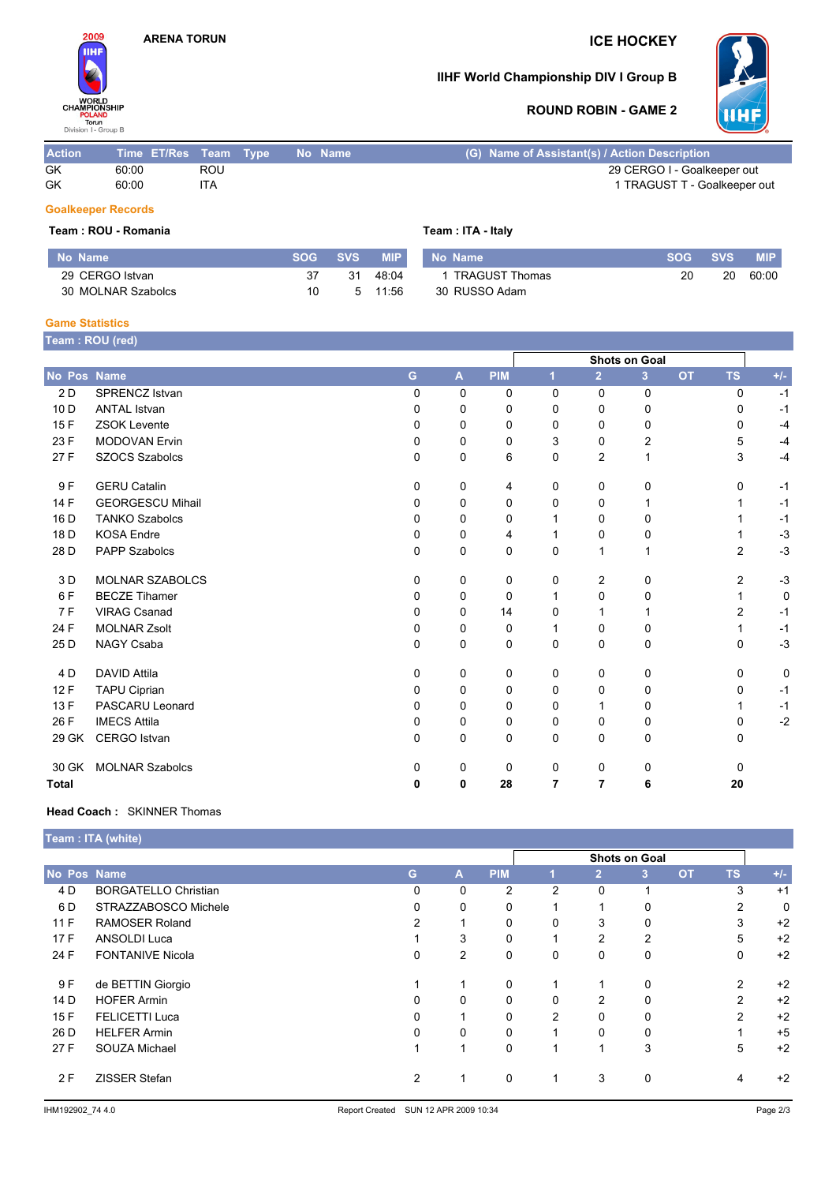ARENA TORUN

# ICE HOCKEY

## IIHF World Championship DIV I Group B

### ROUND ROBIN - GAME 2

| Action | Time | ET/Res | Team | Type | No | Name | (G) Name of Assistant(s) / Action Description |
|---|---|---|---|---|---|---|---|
| GK | 60:00 | | ROU | | | | 29 CERGO I - Goalkeeper out |
| GK | 60:00 | | ITA | | | | 1 TRAGUST T - Goalkeeper out |

### Goalkeeper Records

**Team : ROU - Romania**

| No | Name | SOG | SVS | MIP |
|---|---|---|---|---|
| 29 | CERGO Istvan | 37 | 31 | 48:04 |
| 30 | MOLNAR Szabolcs | 10 | 5 | 11:56 |

**Team : ITA - Italy**

| No | Name | SOG | SVS | MIP |
|---|---|---|---|---|
| 1 | TRAGUST Thomas | 20 | 20 | 60:00 |
| 30 | RUSSO Adam | | | |

### Game Statistics

**Team : ROU (red)**

| No | Pos | Name | G | A | PIM | Shots on Goal 1 | 2 | 3 | OT | TS | +/- |
|---|---|---|---|---|---|---|---|---|---|---|---|
| 2 | D | SPRENCZ Istvan | 0 | 0 | 0 | 0 | 0 | 0 | | 0 | -1 |
| 10 | D | ANTAL Istvan | 0 | 0 | 0 | 0 | 0 | 0 | | 0 | -1 |
| 15 | F | ZSOK Levente | 0 | 0 | 0 | 0 | 0 | 0 | | 0 | -4 |
| 23 | F | MODOVAN Ervin | 0 | 0 | 0 | 3 | 0 | 2 | | 5 | -4 |
| 27 | F | SZOCS Szabolcs | 0 | 0 | 6 | 0 | 2 | 1 | | 3 | -4 |
| 9 | F | GERU Catalin | 0 | 0 | 4 | 0 | 0 | 0 | | 0 | -1 |
| 14 | F | GEORGESCU Mihail | 0 | 0 | 0 | 0 | 0 | 1 | | 1 | -1 |
| 16 | D | TANKO Szabolcs | 0 | 0 | 0 | 1 | 0 | 0 | | 1 | -1 |
| 18 | D | KOSA Endre | 0 | 0 | 4 | 1 | 0 | 0 | | 1 | -3 |
| 28 | D | PAPP Szabolcs | 0 | 0 | 0 | 0 | 1 | 1 | | 2 | -3 |
| 3 | D | MOLNAR SZABOLCS | 0 | 0 | 0 | 0 | 2 | 0 | | 2 | -3 |
| 6 | F | BECZE Tihamer | 0 | 0 | 0 | 1 | 0 | 0 | | 1 | 0 |
| 7 | F | VIRAG Csanad | 0 | 0 | 14 | 0 | 1 | 1 | | 2 | -1 |
| 24 | F | MOLNAR Zsolt | 0 | 0 | 0 | 1 | 0 | 0 | | 1 | -1 |
| 25 | D | NAGY Csaba | 0 | 0 | 0 | 0 | 0 | 0 | | 0 | -3 |
| 4 | D | DAVID Attila | 0 | 0 | 0 | 0 | 0 | 0 | | 0 | 0 |
| 12 | F | TAPU Ciprian | 0 | 0 | 0 | 0 | 0 | 0 | | 0 | -1 |
| 13 | F | PASCARU Leonard | 0 | 0 | 0 | 0 | 1 | 0 | | 1 | -1 |
| 26 | F | IMECS Attila | 0 | 0 | 0 | 0 | 0 | 0 | | 0 | -2 |
| 29 | GK | CERGO Istvan | 0 | 0 | 0 | 0 | 0 | 0 | | 0 | |
| 30 | GK | MOLNAR Szabolcs | 0 | 0 | 0 | 0 | 0 | 0 | | 0 | |
| **Total** | | | **0** | **0** | **28** | **7** | **7** | **6** | | **20** | |

**Head Coach :** SKINNER Thomas

**Team : ITA (white)**

| No | Pos | Name | G | A | PIM | Shots on Goal 1 | 2 | 3 | OT | TS | +/- |
|---|---|---|---|---|---|---|---|---|---|---|---|
| 4 | D | BORGATELLO Christian | 0 | 0 | 2 | 2 | 0 | 1 | | 3 | +1 |
| 6 | D | STRAZZABOSCO Michele | 0 | 0 | 0 | 1 | 1 | 0 | | 2 | 0 |
| 11 | F | RAMOSER Roland | 2 | 1 | 0 | 0 | 3 | 0 | | 3 | +2 |
| 17 | F | ANSOLDI Luca | 1 | 3 | 0 | 1 | 2 | 2 | | 5 | +2 |
| 24 | F | FONTANIVE Nicola | 0 | 2 | 0 | 0 | 0 | 0 | | 0 | +2 |
| 9 | F | de BETTIN Giorgio | 1 | 1 | 0 | 1 | 1 | 0 | | 2 | +2 |
| 14 | D | HOFER Armin | 0 | 0 | 0 | 0 | 2 | 0 | | 2 | +2 |
| 15 | F | FELICETTI Luca | 0 | 1 | 0 | 2 | 0 | 0 | | 2 | +2 |
| 26 | D | HELFER Armin | 0 | 0 | 0 | 1 | 0 | 0 | | 1 | +5 |
| 27 | F | SOUZA Michael | 1 | 1 | 0 | 1 | 1 | 3 | | 5 | +2 |
| 2 | F | ZISSER Stefan | 2 | 1 | 0 | 1 | 3 | 0 | | 4 | +2 |

IHM192902_74 4.0 Report Created SUN 12 APR 2009 10:34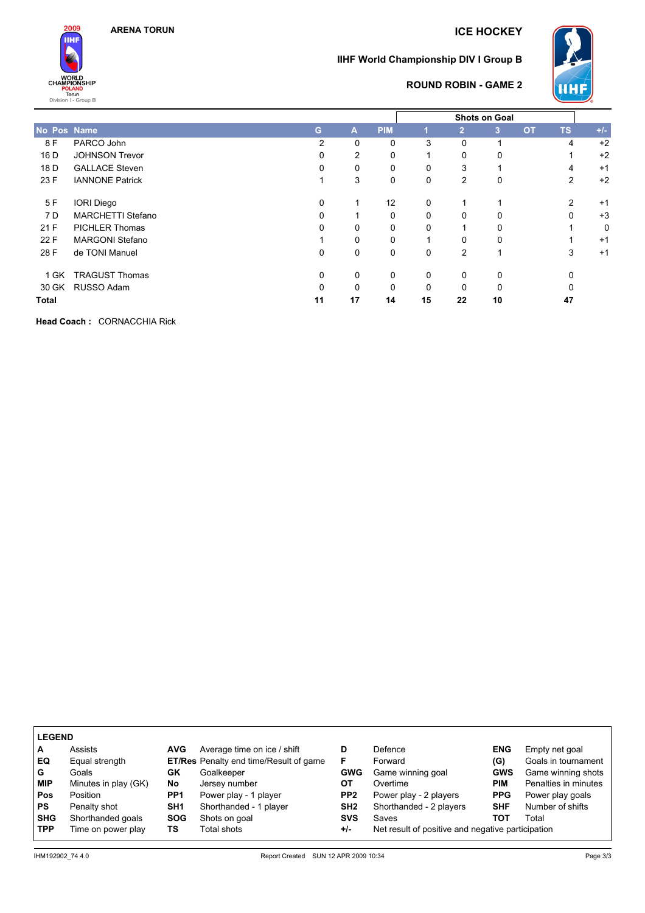ARENA TORUN

# ICE HOCKEY

## IIHF World Championship DIV I Group B

### ROUND ROBIN - GAME 2

| No | Pos | Name | G | A | PIM | Shots on Goal 1 | 2 | 3 | OT | TS | +/- |
|---|---|---|---|---|---|---|---|---|---|---|---|
| 8 | F | PARCO John | 2 | 0 | 0 | 3 | 0 | 1 | | 4 | +2 |
| 16 | D | JOHNSON Trevor | 0 | 2 | 0 | 1 | 0 | 0 | | 1 | +2 |
| 18 | D | GALLACE Steven | 0 | 0 | 0 | 0 | 3 | 1 | | 4 | +1 |
| 23 | F | IANNONE Patrick | 1 | 3 | 0 | 0 | 2 | 0 | | 2 | +2 |
| 5 | F | IORI Diego | 0 | 1 | 12 | 0 | 1 | 1 | | 2 | +1 |
| 7 | D | MARCHETTI Stefano | 0 | 1 | 0 | 0 | 0 | 0 | | 0 | +3 |
| 21 | F | PICHLER Thomas | 0 | 0 | 0 | 0 | 1 | 0 | | 1 | 0 |
| 22 | F | MARGONI Stefano | 1 | 0 | 0 | 1 | 0 | 0 | | 1 | +1 |
| 28 | F | de TONI Manuel | 0 | 0 | 0 | 0 | 2 | 1 | | 3 | +1 |
| 1 | GK | TRAGUST Thomas | 0 | 0 | 0 | 0 | 0 | 0 | | 0 | |
| 30 | GK | RUSSO Adam | 0 | 0 | 0 | 0 | 0 | 0 | | 0 | |
| **Total** | | | **11** | **17** | **14** | **15** | **22** | **10** | | **47** | |

**Head Coach :** CORNACCHIA Rick

**LEGEND**

| | | | | | | | |
|---|---|---|---|---|---|---|---|
| **A** | Assists | **AVG** | Average time on ice / shift | **D** | Defence | **ENG** | Empty net goal |
| **EQ** | Equal strength | **ET/Res** | Penalty end time/Result of game | **F** | Forward | **(G)** | Goals in tournament |
| **G** | Goals | **GK** | Goalkeeper | **GWG** | Game winning goal | **GWS** | Game winning shots |
| **MIP** | Minutes in play (GK) | **No** | Jersey number | **OT** | Overtime | **PIM** | Penalties in minutes |
| **Pos** | Position | **PP1** | Power play - 1 player | **PP2** | Power play - 2 players | **PPG** | Power play goals |
| **PS** | Penalty shot | **SH1** | Shorthanded - 1 player | **SH2** | Shorthanded - 2 players | **SHF** | Number of shifts |
| **SHG** | Shorthanded goals | **SOG** | Shots on goal | **SVS** | Saves | **TOT** | Total |
| **TPP** | Time on power play | **TS** | Total shots | **+/-** | Net result of positive and negative participation | | |

IHM192902_74 4.0 Report Created SUN 12 APR 2009 10:34